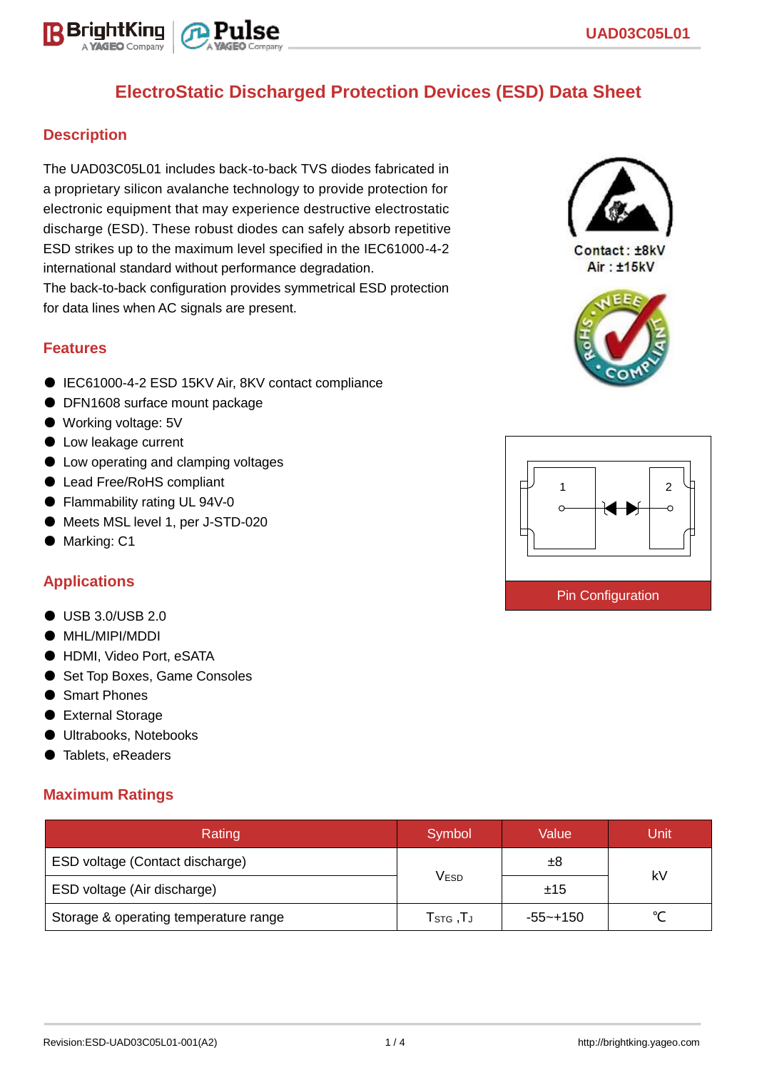# ElectroStatic Discharged Protection Devices (ESD) Data Sheet

## Description

The UAD03C05L01 includes back-to-back TVS diodes fabricated in a proprietary silicon avalanche technology to provide protection for electronic equipment that may experience destructive electrostatic discharge (ESD). These robust diodes can safely absorb repetitive ESD strikes up to the maximum level specified in the IEC61000-4-2 international standard without performance degradation.
The back-to-back configuration provides symmetrical ESD protection for data lines when AC signals are present.

Contact : ±8kV
Air : ±15kV

## Features

- IEC61000-4-2 ESD 15KV Air, 8KV contact compliance
- DFN1608 surface mount package
- Working voltage: 5V
- Low leakage current
- Low operating and clamping voltages
- Lead Free/RoHS compliant
- Flammability rating UL 94V-0
- Meets MSL level 1, per J-STD-020
- Marking: C1

Pin Configuration

## Applications

- USB 3.0/USB 2.0
- MHL/MIPI/MDDI
- HDMI, Video Port, eSATA
- Set Top Boxes, Game Consoles
- Smart Phones
- External Storage
- Ultrabooks, Notebooks
- Tablets, eReaders

## Maximum Ratings

| Rating | Symbol | Value | Unit |
|---|---|---|---|
| ESD voltage (Contact discharge) | $V_{ESD}$ | ±8 | kV |
| ESD voltage (Air discharge) | | ±15 | |
| Storage & operating temperature range | $T_{STG}$ ,$T_J$ | -55~+150 | ℃ |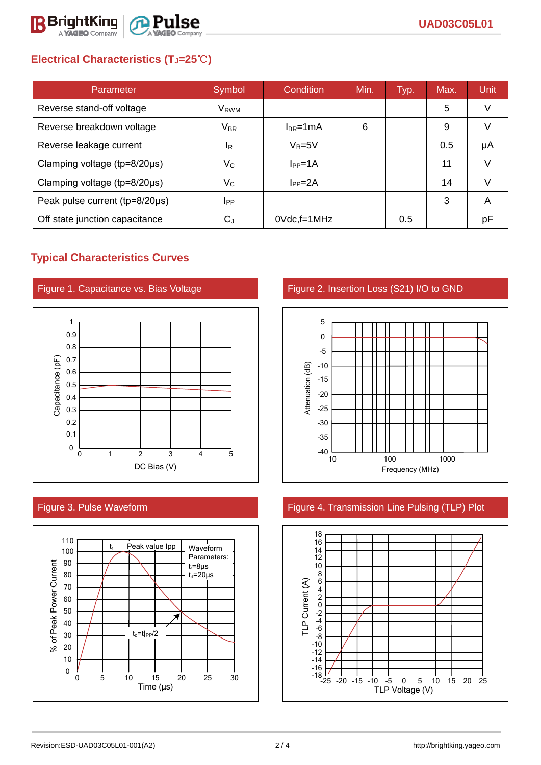## Electrical Characteristics ($T_J$=25℃)

| Parameter | Symbol | Condition | Min. | Typ. | Max. | Unit |
|---|---|---|---|---|---|---|
| Reverse stand-off voltage | $V_{RWM}$ | | | | 5 | V |
| Reverse breakdown voltage | $V_{BR}$ | $I_{BR}$=1mA | 6 | | 9 | V |
| Reverse leakage current | $I_R$ | $V_R$=5V | | | 0.5 | μA |
| Clamping voltage (tp=8/20μs) | $V_C$ | $I_{PP}$=1A | | | 11 | V |
| Clamping voltage (tp=8/20μs) | $V_C$ | $I_{PP}$=2A | | | 14 | V |
| Peak pulse current (tp=8/20μs) | $I_{PP}$ | | | | 3 | A |
| Off state junction capacitance | $C_J$ | 0Vdc,f=1MHz | | 0.5 | | pF |

## Typical Characteristics Curves

Figure 1. Capacitance vs. Bias Voltage

Figure 2. Insertion Loss (S21) I/O to GND

Figure 3. Pulse Waveform

Figure 4. Transmission Line Pulsing (TLP) Plot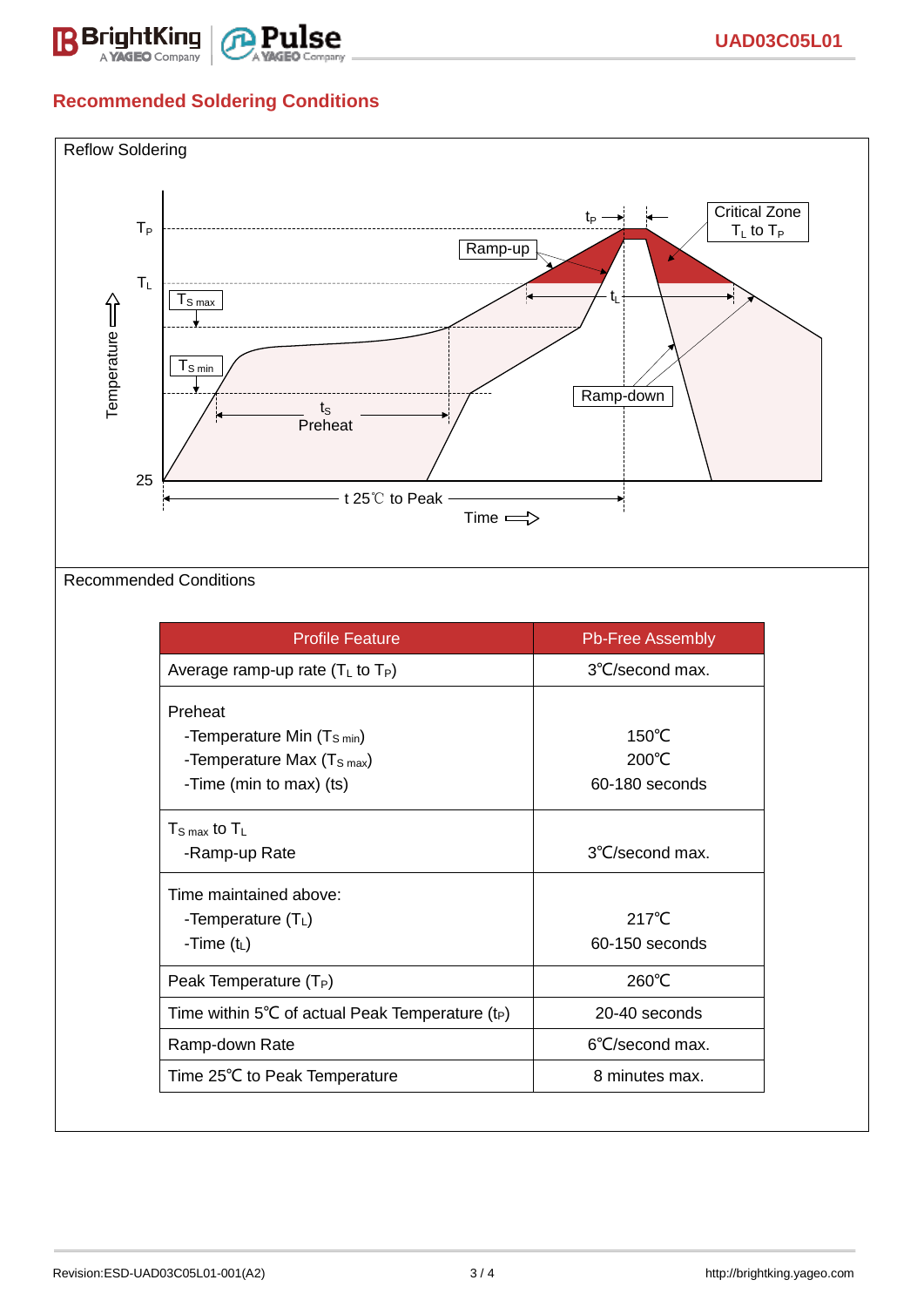## Recommended Soldering Conditions

Reflow Soldering

Recommended Conditions

| Profile Feature | Pb-Free Assembly |
| --- | --- |
| Average ramp-up rate ($T_L$ to $T_P$) | 3℃/second max. |
| Preheat<br>-Temperature Min ($T_{S\ min}$)<br>-Temperature Max ($T_{S\ max}$)<br>-Time (min to max) (ts) | <br>150℃<br>200℃<br>60-180 seconds |
| $T_{S\ max}$ to $T_L$<br>-Ramp-up Rate | <br>3℃/second max. |
| Time maintained above:<br>-Temperature ($T_L$)<br>-Time ($t_L$) | <br>217℃<br>60-150 seconds |
| Peak Temperature ($T_P$) | 260℃ |
| Time within 5℃ of actual Peak Temperature ($t_P$) | 20-40 seconds |
| Ramp-down Rate | 6℃/second max. |
| Time 25℃ to Peak Temperature | 8 minutes max. |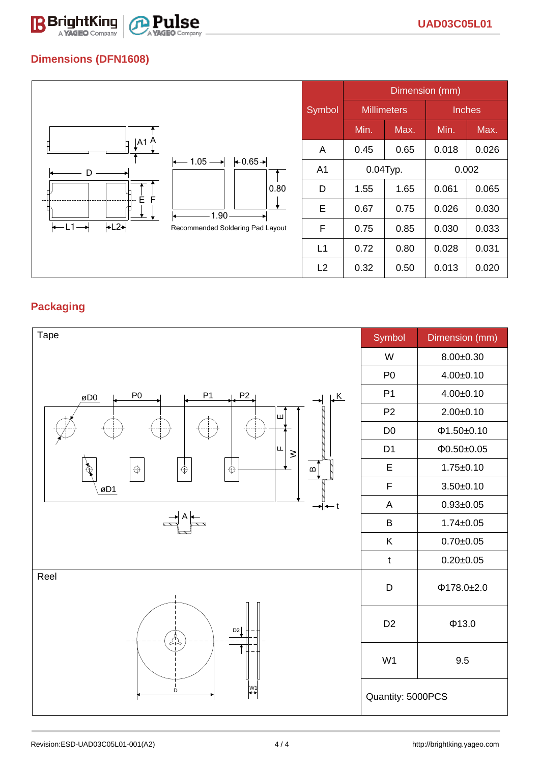## Dimensions (DFN1608)

A1 A

D

E F

L1 L2

1.05 0.65

0.80

1.90

Recommended Soldering Pad Layout

| Symbol | Dimension (mm) | | | |
|---|---|---|---|---|
| | Millimeters | | Inches | |
| | Min. | Max. | Min. | Max. |
| A | 0.45 | 0.65 | 0.018 | 0.026 |
| A1 | 0.04Typ. | | 0.002 | |
| D | 1.55 | 1.65 | 0.061 | 0.065 |
| E | 0.67 | 0.75 | 0.026 | 0.030 |
| F | 0.75 | 0.85 | 0.030 | 0.033 |
| L1 | 0.72 | 0.80 | 0.028 | 0.031 |
| L2 | 0.32 | 0.50 | 0.013 | 0.020 |

## Packaging

Tape

øD0 P0 P1 P2 K

E F W B

øD1

A t

| Symbol | Dimension (mm) |
|---|---|
| W | 8.00±0.30 |
| P0 | 4.00±0.10 |
| P1 | 4.00±0.10 |
| P2 | 2.00±0.10 |
| D0 | Φ1.50±0.10 |
| D1 | Φ0.50±0.05 |
| E | 1.75±0.10 |
| F | 3.50±0.10 |
| A | 0.93±0.05 |
| B | 1.74±0.05 |
| K | 0.70±0.05 |
| t | 0.20±0.05 |

Reel

D2

D

W1

| Symbol | Dimension (mm) |
|---|---|
| D | Φ178.0±2.0 |
| D2 | Φ13.0 |
| W1 | 9.5 |

Quantity: 5000PCS

Revision:ESD-UAD03C05L01-001(A2)

http://brightking.yageo.com